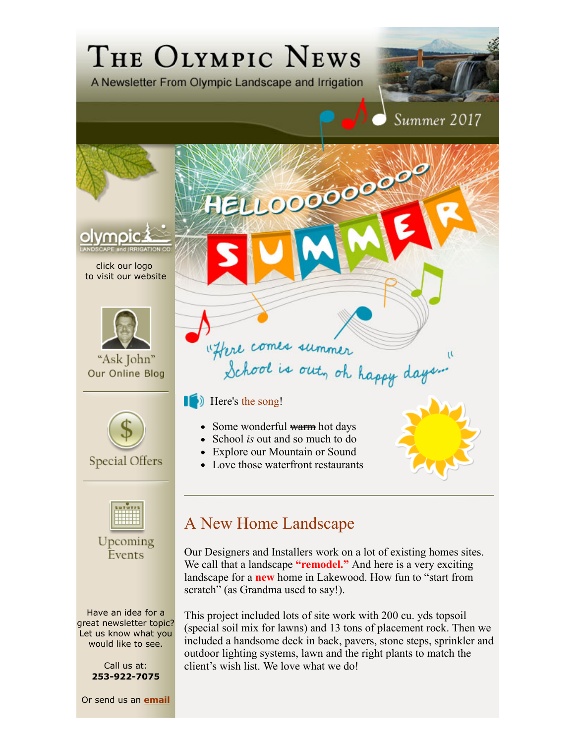# The Olympic News

A Newsletter From Olympic Landscape and Irrigation

Summer 2017

click our logo to visit our website

"Ask John" Our Online Blog

Special Offers

Upcoming Events

Have an idea for a great newsletter topic? Let us know what you would like to see.

Call us at:
**253-922-7075**

Or send us an **email**

HELLOOOOOOOOOO SUMMER

"Here comes summer School is out, oh happy days..."

Here's the song!

- Some wonderful ~~warm~~ hot days
- School *is* out and so much to do
- Explore our Mountain or Sound
- Love those waterfront restaurants

---

## A New Home Landscape

Our Designers and Installers work on a lot of existing homes sites. We call that a landscape **"remodel."** And here is a very exciting landscape for a **new** home in Lakewood. How fun to "start from scratch" (as Grandma used to say!).

This project included lots of site work with 200 cu. yds topsoil (special soil mix for lawns) and 13 tons of placement rock. Then we included a handsome deck in back, pavers, stone steps, sprinkler and outdoor lighting systems, lawn and the right plants to match the client's wish list. We love what we do!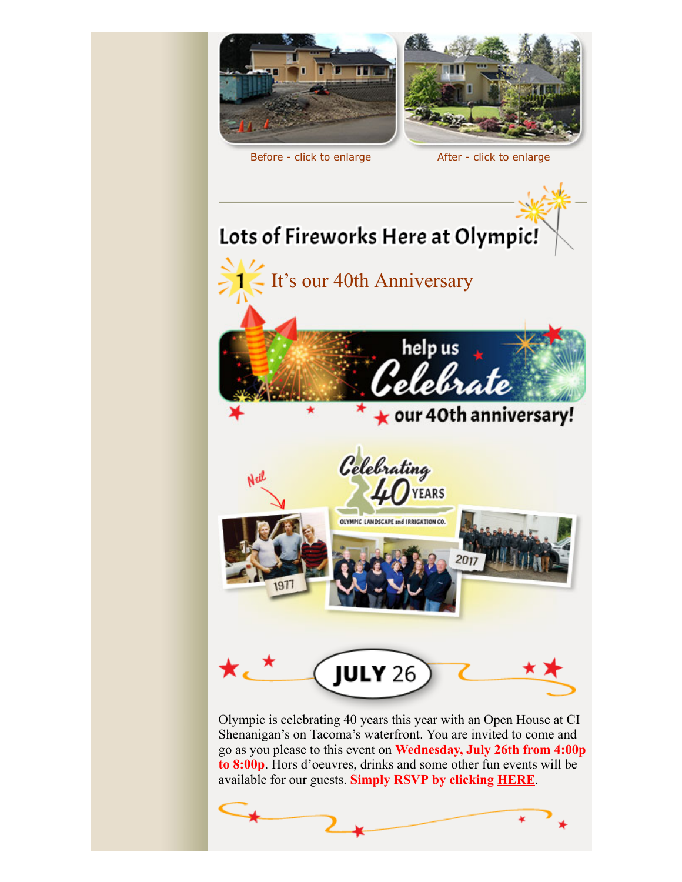Before - click to enlarge

After - click to enlarge

## Lots of Fireworks Here at Olympic!

1 It's our 40th Anniversary

help us Celebrate our 40th anniversary!

Celebrating 40 YEARS

OLYMPIC LANDSCAPE and IRRIGATION CO.

Neil

1977

2017

JULY 26

Olympic is celebrating 40 years this year with an Open House at CI Shenanigan's on Tacoma's waterfront. You are invited to come and go as you please to this event on **Wednesday, July 26th from 4:00p to 8:00p**. Hors d'oeuvres, drinks and some other fun events will be available for our guests. **Simply RSVP by clicking HERE**.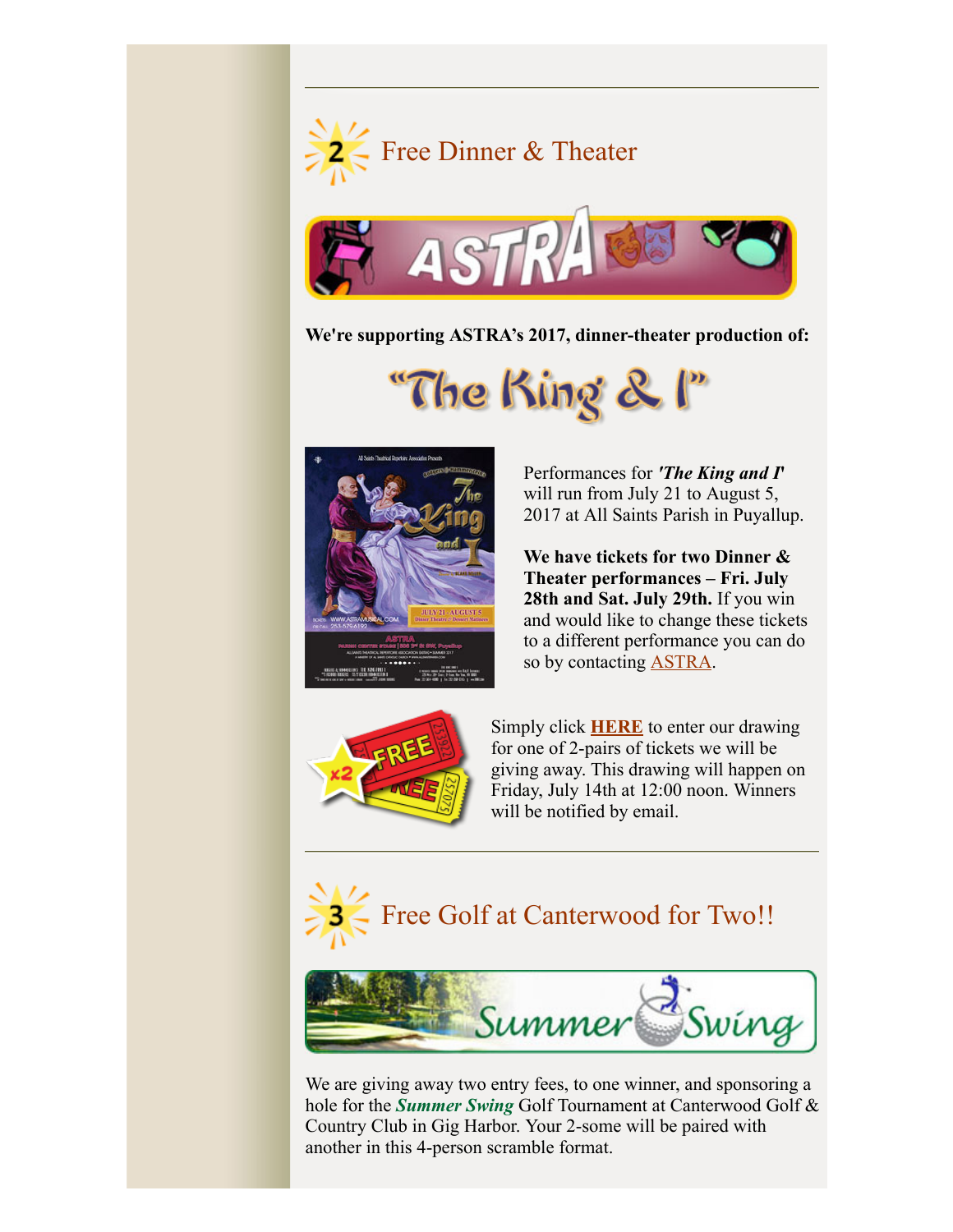---

## 2 Free Dinner & Theater

**We're supporting ASTRA's 2017, dinner-theater production of:**

### "The King & I"

Performances for ***'The King and I'*** will run from July 21 to August 5, 2017 at All Saints Parish in Puyallup.

**We have tickets for two Dinner & Theater performances – Fri. July 28th and Sat. July 29th.** If you win and would like to change these tickets to a different performance you can do so by contacting ASTRA.

Simply click **HERE** to enter our drawing for one of 2-pairs of tickets we will be giving away. This drawing will happen on Friday, July 14th at 12:00 noon. Winners will be notified by email.

---

## 3 Free Golf at Canterwood for Two!!

We are giving away two entry fees, to one winner, and sponsoring a hole for the ***Summer Swing*** Golf Tournament at Canterwood Golf & Country Club in Gig Harbor. Your 2-some will be paired with another in this 4-person scramble format.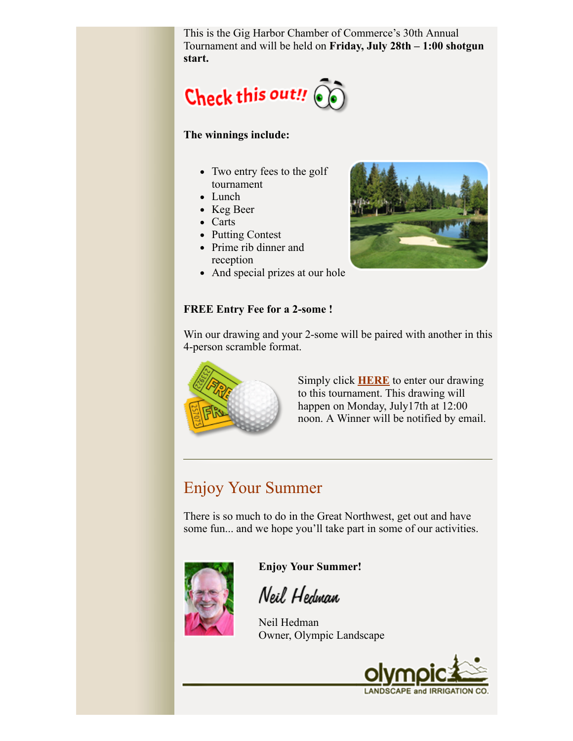This is the Gig Harbor Chamber of Commerce's 30th Annual Tournament and will be held on **Friday, July 28th – 1:00 shotgun start.**

Check this out!!

**The winnings include:**

- Two entry fees to the golf tournament
- Lunch
- Keg Beer
- Carts
- Putting Contest
- Prime rib dinner and reception
- And special prizes at our hole

**FREE Entry Fee for a 2-some !**

Win our drawing and your 2-some will be paired with another in this 4-person scramble format.

Simply click **HERE** to enter our drawing to this tournament. This drawing will happen on Monday, July17th at 12:00 noon. A Winner will be notified by email.

---

## Enjoy Your Summer

There is so much to do in the Great Northwest, get out and have some fun... and we hope you'll take part in some of our activities.

**Enjoy Your Summer!**

Neil Hedman

Neil Hedman
Owner, Olympic Landscape

olympic LANDSCAPE and IRRIGATION CO.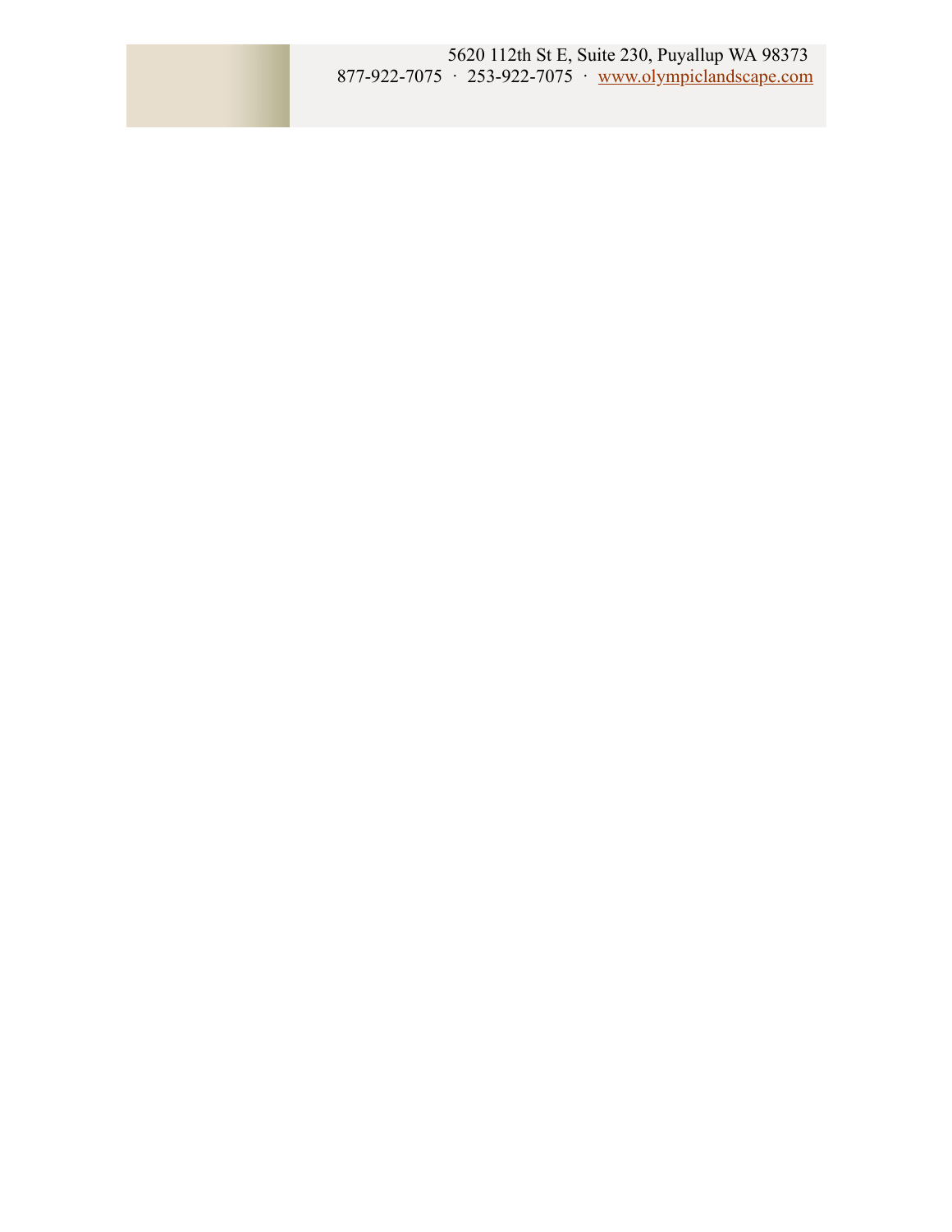5620 112th St E, Suite 230, Puyallup WA 98373

877-922-7075 · 253-922-7075 · www.olympiclandscape.com